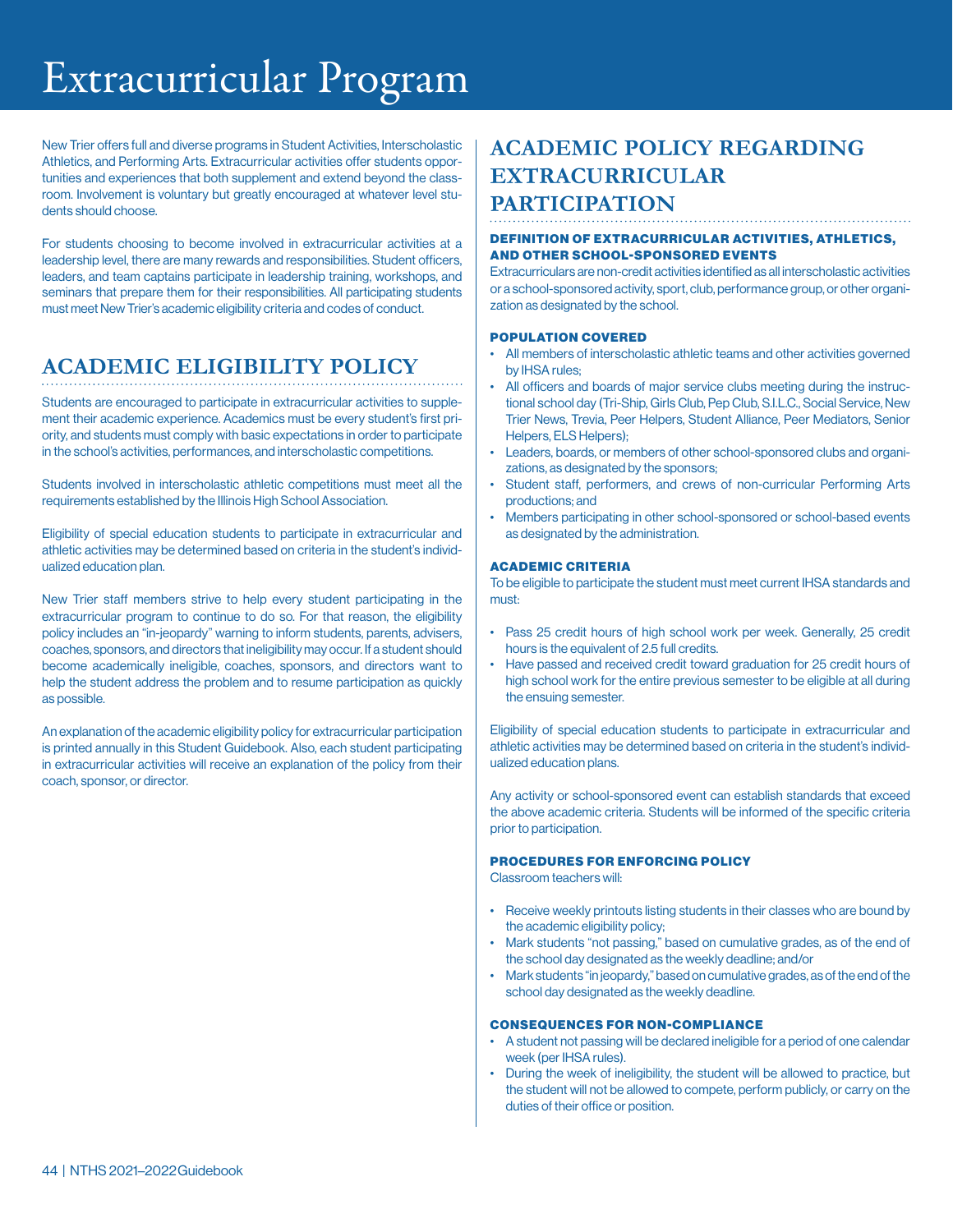# Extracurricular Program

New Trier offers full and diverse programs in Student Activities, Interscholastic Athletics, and Performing Arts. Extracurricular activities offer students opportunities and experiences that both supplement and extend beyond the classroom. Involvement is voluntary but greatly encouraged at whatever level students should choose.

For students choosing to become involved in extracurricular activities at a leadership level, there are many rewards and responsibilities. Student officers, leaders, and team captains participate in leadership training, workshops, and seminars that prepare them for their responsibilities. All participating students must meet New Trier's academic eligibility criteria and codes of conduct.

## ACADEMIC ELIGIBILITY POLICY

Students are encouraged to participate in extracurricular activities to supplement their academic experience. Academics must be every student's first priority, and students must comply with basic expectations in order to participate in the school's activities, performances, and interscholastic competitions.

Students involved in interscholastic athletic competitions must meet all the requirements established by the Illinois High School Association.

Eligibility of special education students to participate in extracurricular and athletic activities may be determined based on criteria in the student's individualized education plan.

New Trier staff members strive to help every student participating in the extracurricular program to continue to do so. For that reason, the eligibility policy includes an "in-jeopardy" warning to inform students, parents, advisers, coaches, sponsors, and directors that ineligibility may occur. If a student should become academically ineligible, coaches, sponsors, and directors want to help the student address the problem and to resume participation as quickly as possible.

An explanation of the academic eligibility policy for extracurricular participation is printed annually in this Student Guidebook. Also, each student participating in extracurricular activities will receive an explanation of the policy from their coach, sponsor, or director.

## ACADEMIC POLICY REGARDING EXTRACURRICULAR PARTICIPATION

### DEFINITION OF EXTRACURRICULAR ACTIVITIES, ATHLETICS, AND OTHER SCHOOL-SPONSORED EVENTS

Extracurriculars are non-credit activities identified as all interscholastic activities or a school-sponsored activity, sport, club, performance group, or other organization as designated by the school.

### POPULATION COVERED

- All members of interscholastic athletic teams and other activities governed by IHSA rules;
- All officers and boards of major service clubs meeting during the instructional school day (Tri-Ship, Girls Club, Pep Club, S.I.L.C., Social Service, New Trier News, Trevia, Peer Helpers, Student Alliance, Peer Mediators, Senior Helpers, ELS Helpers);
- Leaders, boards, or members of other school-sponsored clubs and organizations, as designated by the sponsors;
- Student staff, performers, and crews of non-curricular Performing Arts productions; and
- Members participating in other school-sponsored or school-based events as designated by the administration.

### ACADEMIC CRITERIA

To be eligible to participate the student must meet current IHSA standards and must:

- Pass 25 credit hours of high school work per week. Generally, 25 credit hours is the equivalent of 2.5 full credits.
- Have passed and received credit toward graduation for 25 credit hours of high school work for the entire previous semester to be eligible at all during the ensuing semester.

Eligibility of special education students to participate in extracurricular and athletic activities may be determined based on criteria in the student's individualized education plans.

Any activity or school-sponsored event can establish standards that exceed the above academic criteria. Students will be informed of the specific criteria prior to participation.

### PROCEDURES FOR ENFORCING POLICY

Classroom teachers will:

- Receive weekly printouts listing students in their classes who are bound by the academic eligibility policy;
- Mark students "not passing," based on cumulative grades, as of the end of the school day designated as the weekly deadline; and/or
- Mark students "in jeopardy," based on cumulative grades, as of the end of the school day designated as the weekly deadline.

### CONSEQUENCES FOR NON-COMPLIANCE

- A student not passing will be declared ineligible for a period of one calendar week (per IHSA rules).
- During the week of ineligibility, the student will be allowed to practice, but the student will not be allowed to compete, perform publicly, or carry on the duties of their office or position.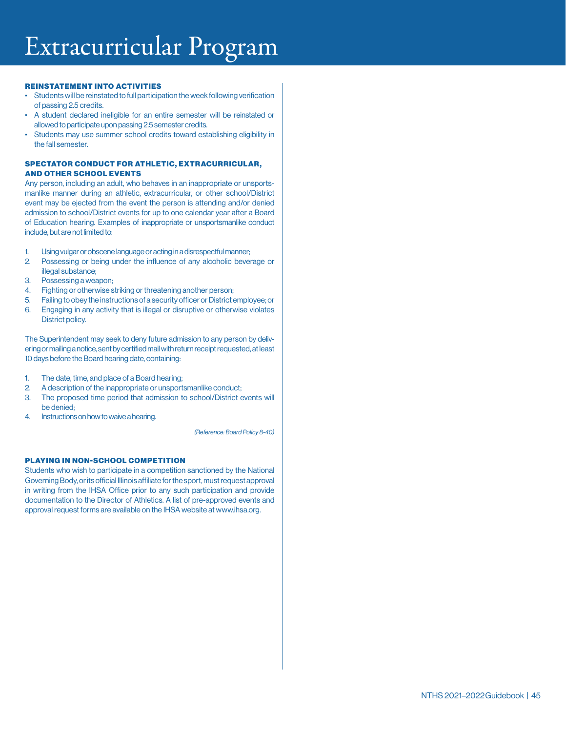# Extracurricular Program

### REINSTATEMENT INTO ACTIVITIES

- Students will be reinstated to full participation the week following verification of passing 2.5 credits.
- A student declared ineligible for an entire semester will be reinstated or allowed to participate upon passing 2.5 semester credits.
- Students may use summer school credits toward establishing eligibility in the fall semester.

### SPECTATOR CONDUCT FOR ATHLETIC, EXTRACURRICULAR, AND OTHER SCHOOL EVENTS

Any person, including an adult, who behaves in an inappropriate or unsportsmanlike manner during an athletic, extracurricular, or other school/District event may be ejected from the event the person is attending and/or denied admission to school/District events for up to one calendar year after a Board of Education hearing. Examples of inappropriate or unsportsmanlike conduct include, but are not limited to:

1. Using vulgar or obscene language or acting in a disrespectful manner;
2. Possessing or being under the influence of any alcoholic beverage or illegal substance;
3. Possessing a weapon;
4. Fighting or otherwise striking or threatening another person;
5. Failing to obey the instructions of a security officer or District employee; or
6. Engaging in any activity that is illegal or disruptive or otherwise violates District policy.

The Superintendent may seek to deny future admission to any person by delivering or mailing a notice, sent by certified mail with return receipt requested, at least 10 days before the Board hearing date, containing:

1. The date, time, and place of a Board hearing;
2. A description of the inappropriate or unsportsmanlike conduct;
3. The proposed time period that admission to school/District events will be denied;
4. Instructions on how to waive a hearing.

*(Reference: Board Policy 8-40)*

### PLAYING IN NON-SCHOOL COMPETITION

Students who wish to participate in a competition sanctioned by the National Governing Body, or its official Illinois affiliate for the sport, must request approval in writing from the IHSA Office prior to any such participation and provide documentation to the Director of Athletics. A list of pre-approved events and approval request forms are available on the IHSA website at www.ihsa.org.